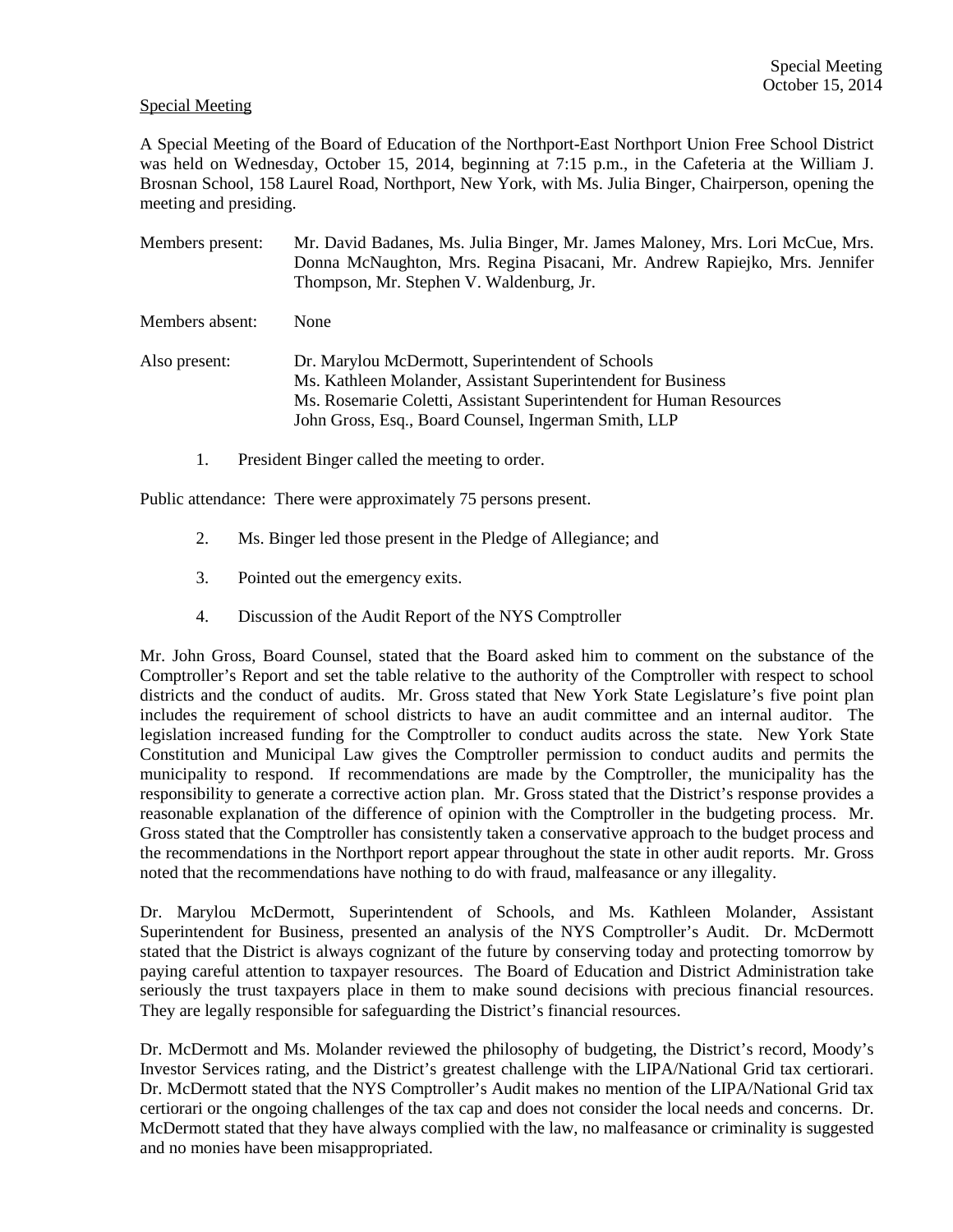Special Meeting

A Special Meeting of the Board of Education of the Northport-East Northport Union Free School District was held on Wednesday, October 15, 2014, beginning at 7:15 p.m., in the Cafeteria at the William J. Brosnan School, 158 Laurel Road, Northport, New York, with Ms. Julia Binger, Chairperson, opening the meeting and presiding.

| | |
|---|---|
| Members present: | Mr. David Badanes, Ms. Julia Binger, Mr. James Maloney, Mrs. Lori McCue, Mrs. Donna McNaughton, Mrs. Regina Pisacani, Mr. Andrew Rapiejko, Mrs. Jennifer Thompson, Mr. Stephen V. Waldenburg, Jr. |
| Members absent: | None |
| Also present: | Dr. Marylou McDermott, Superintendent of Schools<br>Ms. Kathleen Molander, Assistant Superintendent for Business<br>Ms. Rosemarie Coletti, Assistant Superintendent for Human Resources<br>John Gross, Esq., Board Counsel, Ingerman Smith, LLP |

1. President Binger called the meeting to order.

Public attendance: There were approximately 75 persons present.

2. Ms. Binger led those present in the Pledge of Allegiance; and

3. Pointed out the emergency exits.

4. Discussion of the Audit Report of the NYS Comptroller

Mr. John Gross, Board Counsel, stated that the Board asked him to comment on the substance of the Comptroller's Report and set the table relative to the authority of the Comptroller with respect to school districts and the conduct of audits. Mr. Gross stated that New York State Legislature's five point plan includes the requirement of school districts to have an audit committee and an internal auditor. The legislation increased funding for the Comptroller to conduct audits across the state. New York State Constitution and Municipal Law gives the Comptroller permission to conduct audits and permits the municipality to respond. If recommendations are made by the Comptroller, the municipality has the responsibility to generate a corrective action plan. Mr. Gross stated that the District's response provides a reasonable explanation of the difference of opinion with the Comptroller in the budgeting process. Mr. Gross stated that the Comptroller has consistently taken a conservative approach to the budget process and the recommendations in the Northport report appear throughout the state in other audit reports. Mr. Gross noted that the recommendations have nothing to do with fraud, malfeasance or any illegality.

Dr. Marylou McDermott, Superintendent of Schools, and Ms. Kathleen Molander, Assistant Superintendent for Business, presented an analysis of the NYS Comptroller's Audit. Dr. McDermott stated that the District is always cognizant of the future by conserving today and protecting tomorrow by paying careful attention to taxpayer resources. The Board of Education and District Administration take seriously the trust taxpayers place in them to make sound decisions with precious financial resources. They are legally responsible for safeguarding the District's financial resources.

Dr. McDermott and Ms. Molander reviewed the philosophy of budgeting, the District's record, Moody's Investor Services rating, and the District's greatest challenge with the LIPA/National Grid tax certiorari. Dr. McDermott stated that the NYS Comptroller's Audit makes no mention of the LIPA/National Grid tax certiorari or the ongoing challenges of the tax cap and does not consider the local needs and concerns. Dr. McDermott stated that they have always complied with the law, no malfeasance or criminality is suggested and no monies have been misappropriated.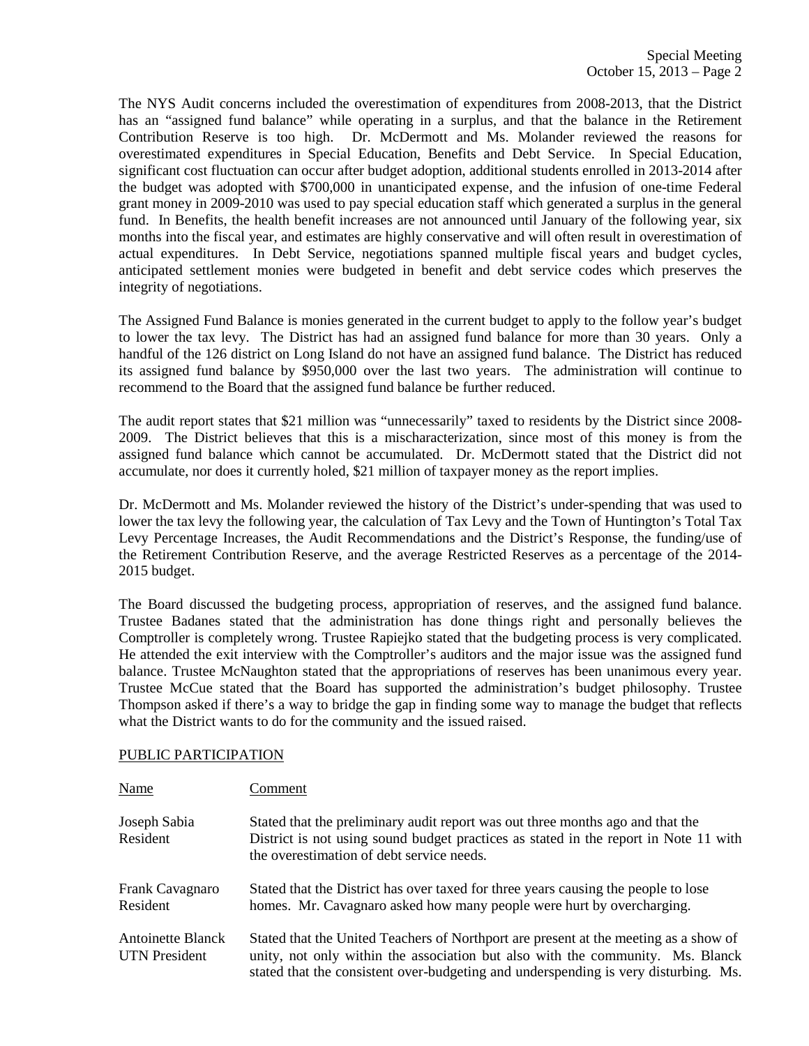The NYS Audit concerns included the overestimation of expenditures from 2008-2013, that the District has an "assigned fund balance" while operating in a surplus, and that the balance in the Retirement Contribution Reserve is too high. Dr. McDermott and Ms. Molander reviewed the reasons for overestimated expenditures in Special Education, Benefits and Debt Service. In Special Education, significant cost fluctuation can occur after budget adoption, additional students enrolled in 2013-2014 after the budget was adopted with $700,000 in unanticipated expense, and the infusion of one-time Federal grant money in 2009-2010 was used to pay special education staff which generated a surplus in the general fund. In Benefits, the health benefit increases are not announced until January of the following year, six months into the fiscal year, and estimates are highly conservative and will often result in overestimation of actual expenditures. In Debt Service, negotiations spanned multiple fiscal years and budget cycles, anticipated settlement monies were budgeted in benefit and debt service codes which preserves the integrity of negotiations.

The Assigned Fund Balance is monies generated in the current budget to apply to the follow year's budget to lower the tax levy. The District has had an assigned fund balance for more than 30 years. Only a handful of the 126 district on Long Island do not have an assigned fund balance. The District has reduced its assigned fund balance by $950,000 over the last two years. The administration will continue to recommend to the Board that the assigned fund balance be further reduced.

The audit report states that $21 million was "unnecessarily" taxed to residents by the District since 2008-2009. The District believes that this is a mischaracterization, since most of this money is from the assigned fund balance which cannot be accumulated. Dr. McDermott stated that the District did not accumulate, nor does it currently holed, $21 million of taxpayer money as the report implies.

Dr. McDermott and Ms. Molander reviewed the history of the District's under-spending that was used to lower the tax levy the following year, the calculation of Tax Levy and the Town of Huntington's Total Tax Levy Percentage Increases, the Audit Recommendations and the District's Response, the funding/use of the Retirement Contribution Reserve, and the average Restricted Reserves as a percentage of the 2014-2015 budget.

The Board discussed the budgeting process, appropriation of reserves, and the assigned fund balance. Trustee Badanes stated that the administration has done things right and personally believes the Comptroller is completely wrong. Trustee Rapiejko stated that the budgeting process is very complicated. He attended the exit interview with the Comptroller's auditors and the major issue was the assigned fund balance. Trustee McNaughton stated that the appropriations of reserves has been unanimous every year. Trustee McCue stated that the Board has supported the administration's budget philosophy. Trustee Thompson asked if there's a way to bridge the gap in finding some way to manage the budget that reflects what the District wants to do for the community and the issued raised.

PUBLIC PARTICIPATION

| Name | Comment |
|---|---|
| Joseph Sabia<br>Resident | Stated that the preliminary audit report was out three months ago and that the District is not using sound budget practices as stated in the report in Note 11 with the overestimation of debt service needs. |
| Frank Cavagnaro<br>Resident | Stated that the District has over taxed for three years causing the people to lose homes. Mr. Cavagnaro asked how many people were hurt by overcharging. |
| Antoinette Blanck<br>UTN President | Stated that the United Teachers of Northport are present at the meeting as a show of unity, not only within the association but also with the community. Ms. Blanck stated that the consistent over-budgeting and underspending is very disturbing. Ms. |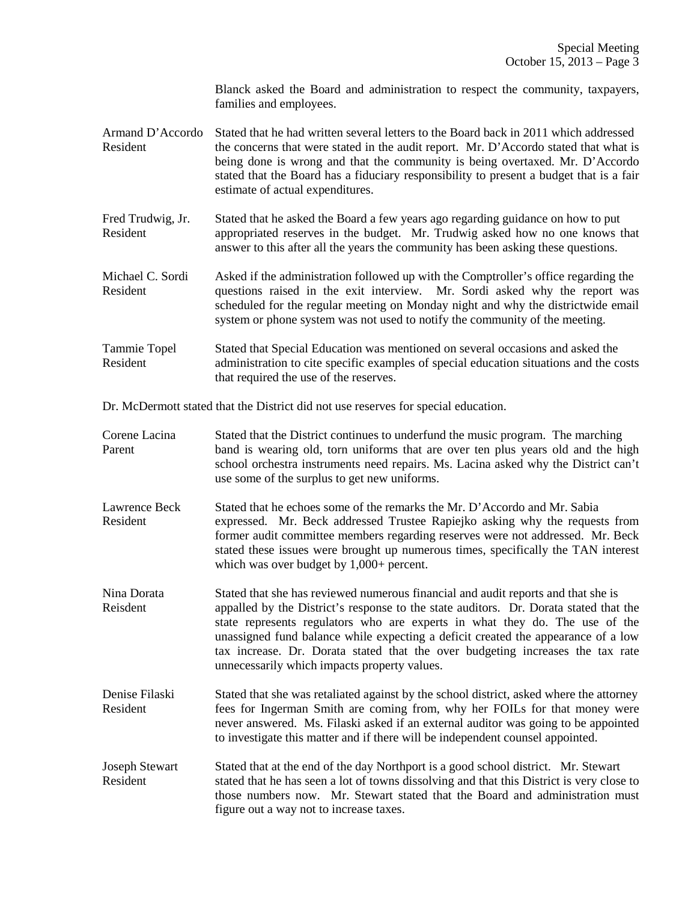Blanck asked the Board and administration to respect the community, taxpayers, families and employees.

**Armand D'Accordo**
Resident

Stated that he had written several letters to the Board back in 2011 which addressed the concerns that were stated in the audit report. Mr. D'Accordo stated that what is being done is wrong and that the community is being overtaxed. Mr. D'Accordo stated that the Board has a fiduciary responsibility to present a budget that is a fair estimate of actual expenditures.

**Fred Trudwig, Jr.**
Resident

Stated that he asked the Board a few years ago regarding guidance on how to put appropriated reserves in the budget. Mr. Trudwig asked how no one knows that answer to this after all the years the community has been asking these questions.

**Michael C. Sordi**
Resident

Asked if the administration followed up with the Comptroller's office regarding the questions raised in the exit interview. Mr. Sordi asked why the report was scheduled for the regular meeting on Monday night and why the districtwide email system or phone system was not used to notify the community of the meeting.

**Tammie Topel**
Resident

Stated that Special Education was mentioned on several occasions and asked the administration to cite specific examples of special education situations and the costs that required the use of the reserves.

Dr. McDermott stated that the District did not use reserves for special education.

**Corene Lacina**
Parent

Stated that the District continues to underfund the music program. The marching band is wearing old, torn uniforms that are over ten plus years old and the high school orchestra instruments need repairs. Ms. Lacina asked why the District can't use some of the surplus to get new uniforms.

**Lawrence Beck**
Resident

Stated that he echoes some of the remarks the Mr. D'Accordo and Mr. Sabia expressed. Mr. Beck addressed Trustee Rapiejko asking why the requests from former audit committee members regarding reserves were not addressed. Mr. Beck stated these issues were brought up numerous times, specifically the TAN interest which was over budget by 1,000+ percent.

**Nina Dorata**
Reisdent

Stated that she has reviewed numerous financial and audit reports and that she is appalled by the District's response to the state auditors. Dr. Dorata stated that the state represents regulators who are experts in what they do. The use of the unassigned fund balance while expecting a deficit created the appearance of a low tax increase. Dr. Dorata stated that the over budgeting increases the tax rate unnecessarily which impacts property values.

**Denise Filaski**
Resident

Stated that she was retaliated against by the school district, asked where the attorney fees for Ingerman Smith are coming from, why her FOILs for that money were never answered. Ms. Filaski asked if an external auditor was going to be appointed to investigate this matter and if there will be independent counsel appointed.

**Joseph Stewart**
Resident

Stated that at the end of the day Northport is a good school district. Mr. Stewart stated that he has seen a lot of towns dissolving and that this District is very close to those numbers now. Mr. Stewart stated that the Board and administration must figure out a way not to increase taxes.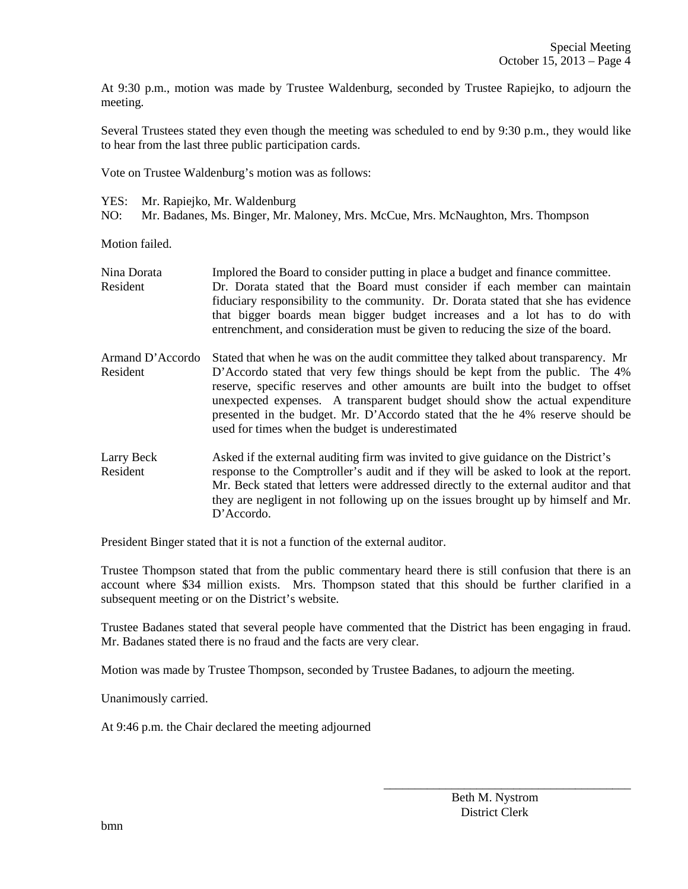At 9:30 p.m., motion was made by Trustee Waldenburg, seconded by Trustee Rapiejko, to adjourn the meeting.

Several Trustees stated they even though the meeting was scheduled to end by 9:30 p.m., they would like to hear from the last three public participation cards.

Vote on Trustee Waldenburg's motion was as follows:

YES: Mr. Rapiejko, Mr. Waldenburg
NO: Mr. Badanes, Ms. Binger, Mr. Maloney, Mrs. McCue, Mrs. McNaughton, Mrs. Thompson

Motion failed.

| | |
|---|---|
| Nina Dorata<br>Resident | Implored the Board to consider putting in place a budget and finance committee. Dr. Dorata stated that the Board must consider if each member can maintain fiduciary responsibility to the community. Dr. Dorata stated that she has evidence that bigger boards mean bigger budget increases and a lot has to do with entrenchment, and consideration must be given to reducing the size of the board. |
| Armand D'Accordo<br>Resident | Stated that when he was on the audit committee they talked about transparency. Mr D'Accordo stated that very few things should be kept from the public. The 4% reserve, specific reserves and other amounts are built into the budget to offset unexpected expenses. A transparent budget should show the actual expenditure presented in the budget. Mr. D'Accordo stated that the he 4% reserve should be used for times when the budget is underestimated |
| Larry Beck<br>Resident | Asked if the external auditing firm was invited to give guidance on the District's response to the Comptroller's audit and if they will be asked to look at the report. Mr. Beck stated that letters were addressed directly to the external auditor and that they are negligent in not following up on the issues brought up by himself and Mr. D'Accordo. |

President Binger stated that it is not a function of the external auditor.

Trustee Thompson stated that from the public commentary heard there is still confusion that there is an account where \$34 million exists. Mrs. Thompson stated that this should be further clarified in a subsequent meeting or on the District's website.

Trustee Badanes stated that several people have commented that the District has been engaging in fraud. Mr. Badanes stated there is no fraud and the facts are very clear.

Motion was made by Trustee Thompson, seconded by Trustee Badanes, to adjourn the meeting.

Unanimously carried.

At 9:46 p.m. the Chair declared the meeting adjourned

\_\_\_\_\_\_\_\_\_\_\_\_\_\_\_\_\_\_\_\_\_\_\_\_\_\_\_\_\_\_\_\_\_\_\_\_\_\_\_\_

Beth M. Nystrom
District Clerk

bmn